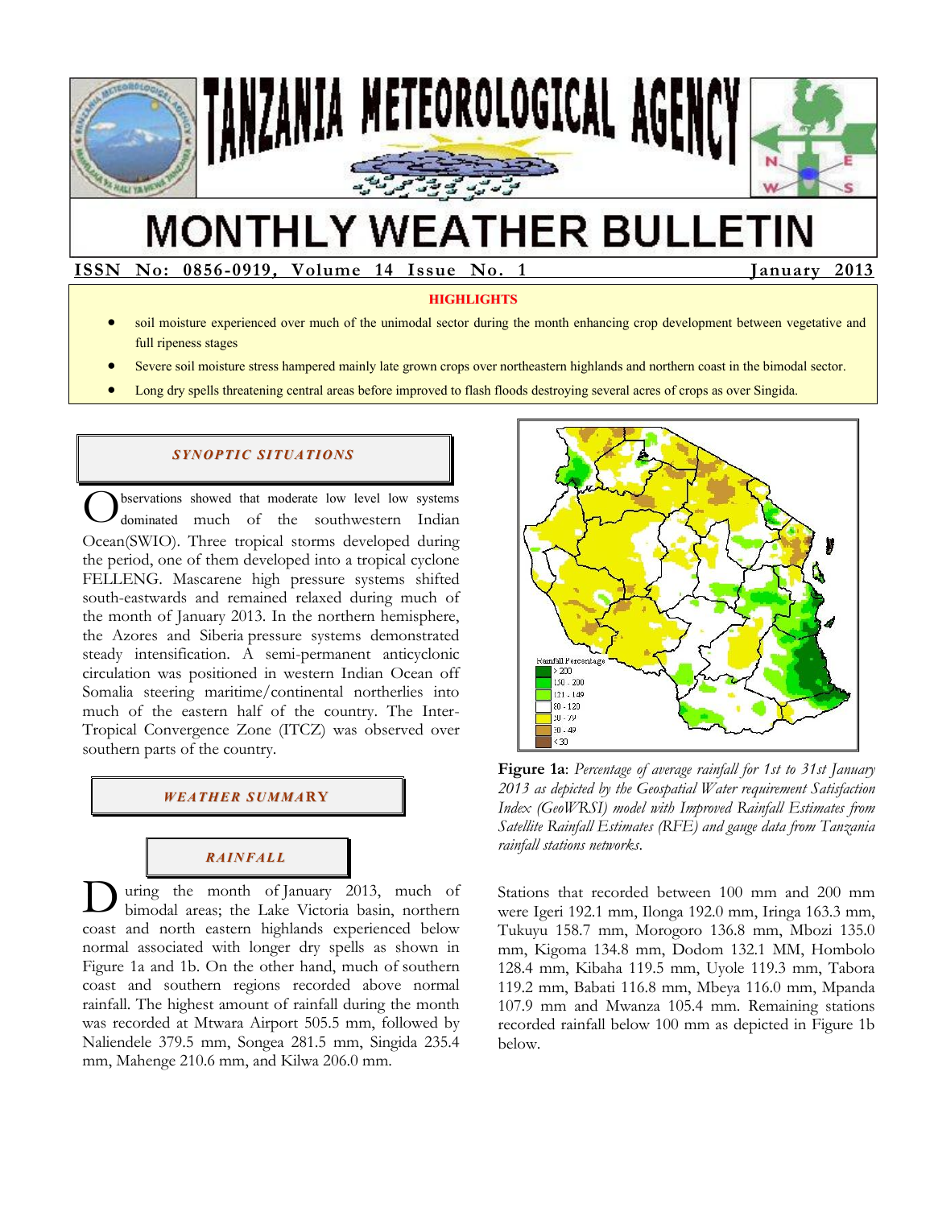# TANZANIA METEOROLOGICAL AGENCY

# MONTHLY WEATHER BULLETIN

**ISSN No: 0856-0919, Volume 14 Issue No. 1** **January 2013**

**HIGHLIGHTS**

- soil moisture experienced over much of the unimodal sector during the month enhancing crop development between vegetative and full ripeness stages
- Severe soil moisture stress hampered mainly late grown crops over northeastern highlands and northern coast in the bimodal sector.
- Long dry spells threatening central areas before improved to flash floods destroying several acres of crops as over Singida.

## SYNOPTIC SITUATIONS

Observations showed that moderate low level low systems dominated much of the southwestern Indian Ocean(SWIO). Three tropical storms developed during the period, one of them developed into a tropical cyclone FELLENG. Mascarene high pressure systems shifted south-eastwards and remained relaxed during much of the month of January 2013. In the northern hemisphere, the Azores and Siberia pressure systems demonstrated steady intensification. A semi-permanent anticyclonic circulation was positioned in western Indian Ocean off Somalia steering maritime/continental northerlies into much of the eastern half of the country. The Inter-Tropical Convergence Zone (ITCZ) was observed over southern parts of the country.

## WEATHER SUMMARY

### RAINFALL

During the month of January 2013, much of bimodal areas; the Lake Victoria basin, northern coast and north eastern highlands experienced below normal associated with longer dry spells as shown in Figure 1a and 1b. On the other hand, much of southern coast and southern regions recorded above normal rainfall. The highest amount of rainfall during the month was recorded at Mtwara Airport 505.5 mm, followed by Naliendele 379.5 mm, Songea 281.5 mm, Singida 235.4 mm, Mahenge 210.6 mm, and Kilwa 206.0 mm.

Rainfall Percentage: > 200; 150 - 200; 121 - 149; 80 - 120; 50 - 79; 30 - 49; < 30

**Figure 1a**: *Percentage of average rainfall for 1st to 31st January 2013 as depicted by the Geospatial Water requirement Satisfaction Index (GeoWRSI) model with Improved Rainfall Estimates from Satellite Rainfall Estimates (RFE) and gauge data from Tanzania rainfall stations networks.*

Stations that recorded between 100 mm and 200 mm were Igeri 192.1 mm, Ilonga 192.0 mm, Iringa 163.3 mm, Tukuyu 158.7 mm, Morogoro 136.8 mm, Mbozi 135.0 mm, Kigoma 134.8 mm, Dodom 132.1 MM, Hombolo 128.4 mm, Kibaha 119.5 mm, Uyole 119.3 mm, Tabora 119.2 mm, Babati 116.8 mm, Mbeya 116.0 mm, Mpanda 107.9 mm and Mwanza 105.4 mm. Remaining stations recorded rainfall below 100 mm as depicted in Figure 1b below.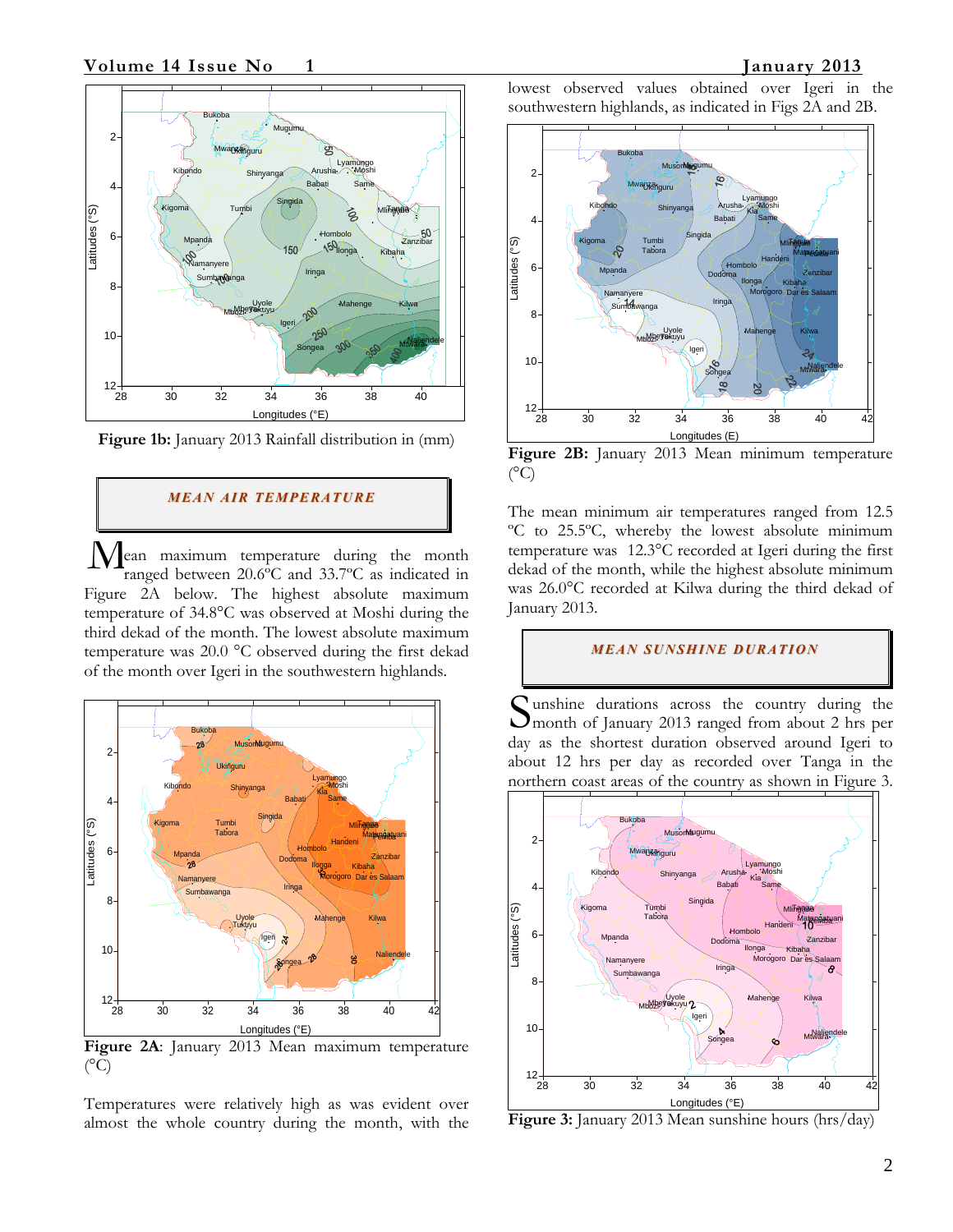Figure 1b: January 2013 Rainfall distribution in (mm)

## MEAN AIR TEMPERATURE

Mean maximum temperature during the month ranged between 20.6ºC and 33.7ºC as indicated in Figure 2A below. The highest absolute maximum temperature of 34.8°C was observed at Moshi during the third dekad of the month. The lowest absolute maximum temperature was 20.0 °C observed during the first dekad of the month over Igeri in the southwestern highlands.

**Figure 2A**: January 2013 Mean maximum temperature (°C)

Temperatures were relatively high as was evident over almost the whole country during the month, with the lowest observed values obtained over Igeri in the southwestern highlands, as indicated in Figs 2A and 2B.

**Figure 2B:** January 2013 Mean minimum temperature (°C)

The mean minimum air temperatures ranged from 12.5 ºC to 25.5ºC, whereby the lowest absolute minimum temperature was 12.3°C recorded at Igeri during the first dekad of the month, while the highest absolute minimum was 26.0°C recorded at Kilwa during the third dekad of January 2013.

## MEAN SUNSHINE DURATION

Sunshine durations across the country during the month of January 2013 ranged from about 2 hrs per day as the shortest duration observed around Igeri to about 12 hrs per day as recorded over Tanga in the northern coast areas of the country as shown in Figure 3.

**Figure 3:** January 2013 Mean sunshine hours (hrs/day)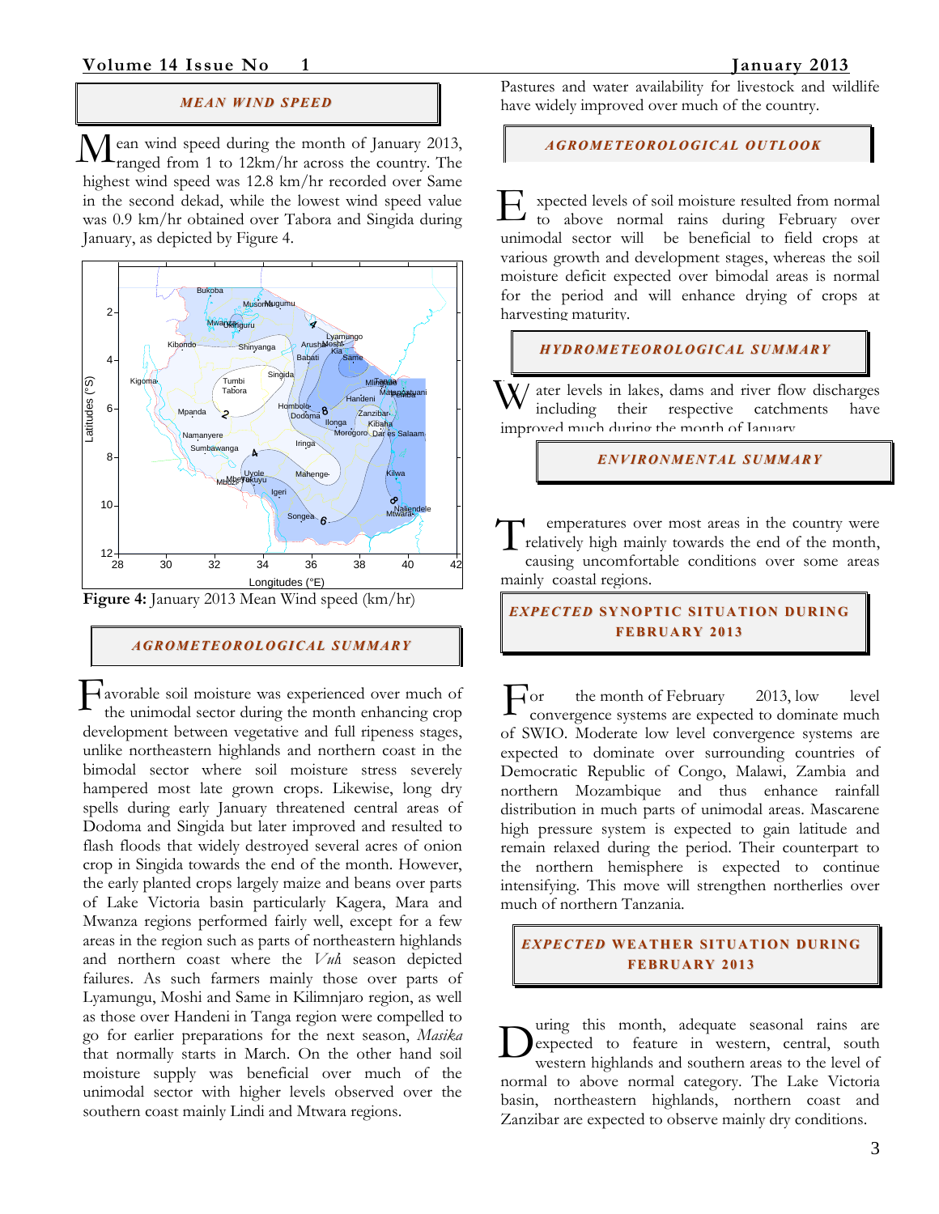## MEAN WIND SPEED

Mean wind speed during the month of January 2013, ranged from 1 to 12km/hr across the country. The highest wind speed was 12.8 km/hr recorded over Same in the second dekad, while the lowest wind speed value was 0.9 km/hr obtained over Tabora and Singida during January, as depicted by Figure 4.

Bukoba
Musoma Mugumu
Mwanza Ukiriguru
Kibondo
Shinyanga
Lyamungo
Arusha Moshi
Kia
Babati
Same
Kigoma
Tumbi
Tabora
Singida
Mlingano
Tanga
Matangatuani
Pemba
Handeni
Hombolo
Dodoma
Zanzibar
Mpanda
Ilonga
Kibaha
Morogoro
Dar es Salaam
Namanyere
Sumbawanga
Iringa
Uyole
Mbeya
Mbozi
Igeri
Mahenge
Kilwa
Naliendele
Mtwara
Songea
2
4
6
8
Latitudes (°S)
2
4
6
8
10
12
28
30
32
34
36
38
40
42
Longitudes (°E)

**Figure 4:** January 2013 Mean Wind speed (km/hr)

## AGROMETEOROLOGICAL SUMMARY

Favorable soil moisture was experienced over much of the unimodal sector during the month enhancing crop development between vegetative and full ripeness stages, unlike northeastern highlands and northern coast in the bimodal sector where soil moisture stress severely hampered most late grown crops. Likewise, long dry spells during early January threatened central areas of Dodoma and Singida but later improved and resulted to flash floods that widely destroyed several acres of onion crop in Singida towards the end of the month. However, the early planted crops largely maize and beans over parts of Lake Victoria basin particularly Kagera, Mara and Mwanza regions performed fairly well, except for a few areas in the region such as parts of northeastern highlands and northern coast where the *Vuli* season depicted failures. As such farmers mainly those over parts of Lyamungu, Moshi and Same in Kilimnjaro region, as well as those over Handeni in Tanga region were compelled to go for earlier preparations for the next season, *Masika* that normally starts in March. On the other hand soil moisture supply was beneficial over much of the unimodal sector with higher levels observed over the southern coast mainly Lindi and Mtwara regions.

Pastures and water availability for livestock and wildlife have widely improved over much of the country.

## AGROMETEOROLOGICAL OUTLOOK

Expected levels of soil moisture resulted from normal to above normal rains during February over unimodal sector will be beneficial to field crops at various growth and development stages, whereas the soil moisture deficit expected over bimodal areas is normal for the period and will enhance drying of crops at harvesting maturity.

## HYDROMETEOROLOGICAL SUMMARY

Water levels in lakes, dams and river flow discharges including their respective catchments have improved much during the month of January.

## ENVIRONMENTAL SUMMARY

Temperatures over most areas in the country were relatively high mainly towards the end of the month, causing uncomfortable conditions over some areas mainly coastal regions.

## EXPECTED SYNOPTIC SITUATION DURING FEBRUARY 2013

For the month of February 2013, low level convergence systems are expected to dominate much of SWIO. Moderate low level convergence systems are expected to dominate over surrounding countries of Democratic Republic of Congo, Malawi, Zambia and northern Mozambique and thus enhance rainfall distribution in much parts of unimodal areas. Mascarene high pressure system is expected to gain latitude and remain relaxed during the period. Their counterpart to the northern hemisphere is expected to continue intensifying. This move will strengthen northerlies over much of northern Tanzania.

## EXPECTED WEATHER SITUATION DURING FEBRUARY 2013

During this month, adequate seasonal rains are expected to feature in western, central, south western highlands and southern areas to the level of normal to above normal category. The Lake Victoria basin, northeastern highlands, northern coast and Zanzibar are expected to observe mainly dry conditions.